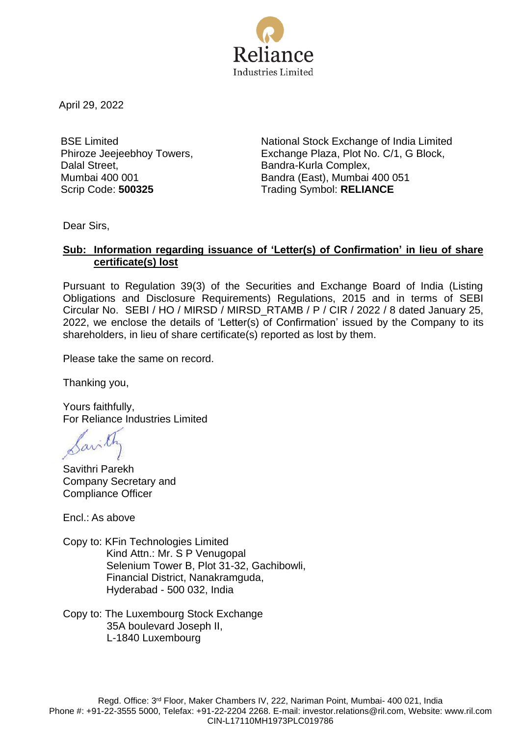Reliance
Industries Limited

April 29, 2022

BSE Limited
Phiroze Jeejeebhoy Towers,
Dalal Street,
Mumbai 400 001
Scrip Code: **500325**

National Stock Exchange of India Limited
Exchange Plaza, Plot No. C/1, G Block,
Bandra-Kurla Complex,
Bandra (East), Mumbai 400 051
Trading Symbol: **RELIANCE**

Dear Sirs,

**Sub: Information regarding issuance of 'Letter(s) of Confirmation' in lieu of share certificate(s) lost**

Pursuant to Regulation 39(3) of the Securities and Exchange Board of India (Listing Obligations and Disclosure Requirements) Regulations, 2015 and in terms of SEBI Circular No. SEBI / HO / MIRSD / MIRSD_RTAMB / P / CIR / 2022 / 8 dated January 25, 2022, we enclose the details of 'Letter(s) of Confirmation' issued by the Company to its shareholders, in lieu of share certificate(s) reported as lost by them.

Please take the same on record.

Thanking you,

Yours faithfully,
For Reliance Industries Limited

Savithri Parekh
Company Secretary and
Compliance Officer

Encl.: As above

Copy to: KFin Technologies Limited
Kind Attn.: Mr. S P Venugopal
Selenium Tower B, Plot 31-32, Gachibowli,
Financial District, Nanakramguda,
Hyderabad - 500 032, India

Copy to: The Luxembourg Stock Exchange
35A boulevard Joseph II,
L-1840 Luxembourg

Regd. Office: 3rd Floor, Maker Chambers IV, 222, Nariman Point, Mumbai- 400 021, India
Phone #: +91-22-3555 5000, Telefax: +91-22-2204 2268. E-mail: investor.relations@ril.com, Website: www.ril.com
CIN-L17110MH1973PLC019786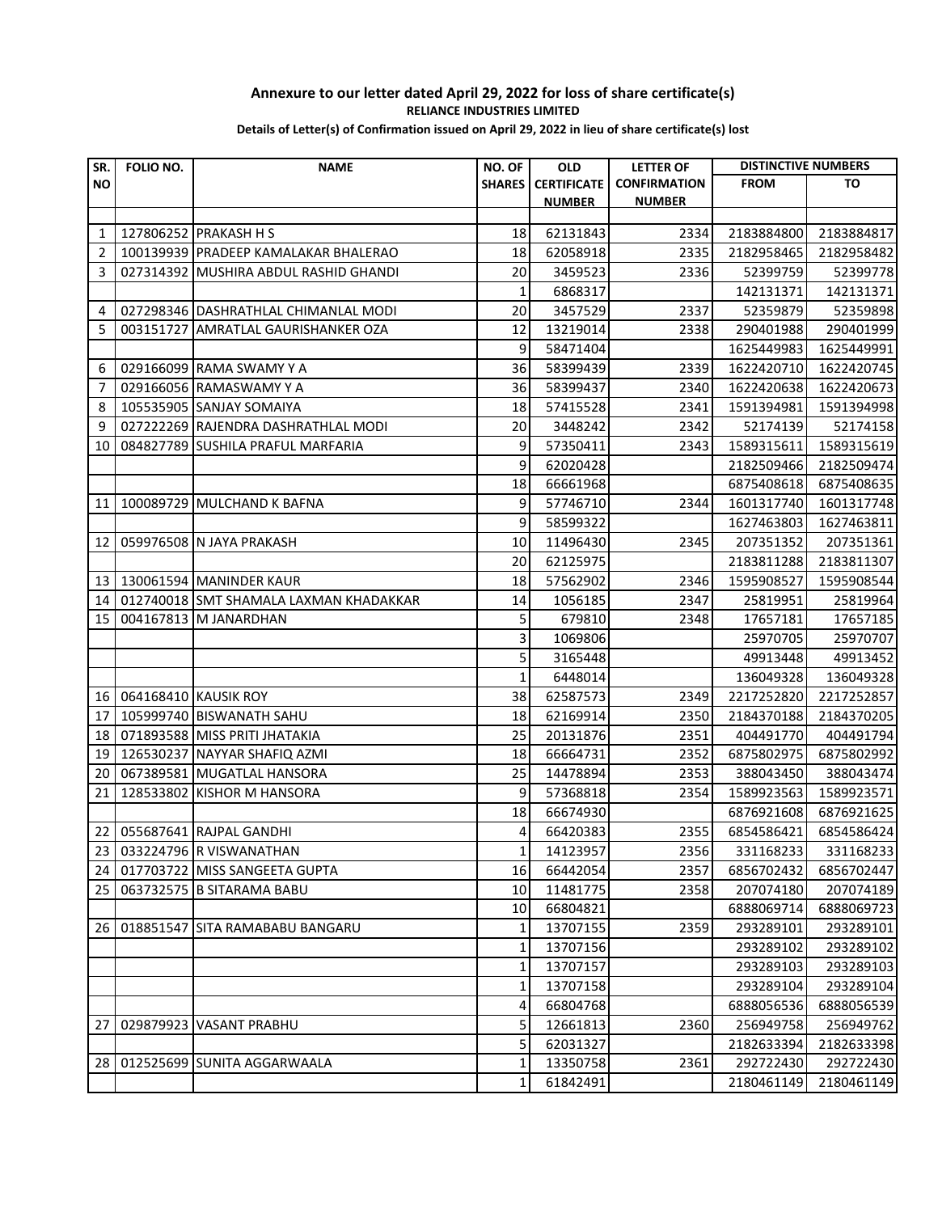**Annexure to our letter dated April 29, 2022 for loss of share certificate(s)**

**RELIANCE INDUSTRIES LIMITED**

**Details of Letter(s) of Confirmation issued on April 29, 2022 in lieu of share certificate(s) lost**

| SR. NO | FOLIO NO. | NAME | NO. OF SHARES | OLD CERTIFICATE NUMBER | LETTER OF CONFIRMATION NUMBER | DISTINCTIVE NUMBERS | |
|---|---|---|---|---|---|---|---|
| | | | | | | FROM | TO |
| 1 | 127806252 | PRAKASH H S | 18 | 62131843 | 2334 | 2183884800 | 2183884817 |
| 2 | 100139939 | PRADEEP KAMALAKAR BHALERAO | 18 | 62058918 | 2335 | 2182958465 | 2182958482 |
| 3 | 027314392 | MUSHIRA ABDUL RASHID GHANDI | 20 | 3459523 | 2336 | 52399759 | 52399778 |
| | | | 1 | 6868317 | | 142131371 | 142131371 |
| 4 | 027298346 | DASHRATHLAL CHIMANLAL MODI | 20 | 3457529 | 2337 | 52359879 | 52359898 |
| 5 | 003151727 | AMRATLAL GAURISHANKER OZA | 12 | 13219014 | 2338 | 290401988 | 290401999 |
| | | | 9 | 58471404 | | 1625449983 | 1625449991 |
| 6 | 029166099 | RAMA SWAMY Y A | 36 | 58399439 | 2339 | 1622420710 | 1622420745 |
| 7 | 029166056 | RAMASWAMY Y A | 36 | 58399437 | 2340 | 1622420638 | 1622420673 |
| 8 | 105535905 | SANJAY SOMAIYA | 18 | 57415528 | 2341 | 1591394981 | 1591394998 |
| 9 | 027222269 | RAJENDRA DASHRATHLAL MODI | 20 | 3448242 | 2342 | 52174139 | 52174158 |
| 10 | 084827789 | SUSHILA PRAFUL MARFARIA | 9 | 57350411 | 2343 | 1589315611 | 1589315619 |
| | | | 9 | 62020428 | | 2182509466 | 2182509474 |
| | | | 18 | 66661968 | | 6875408618 | 6875408635 |
| 11 | 100089729 | MULCHAND K BAFNA | 9 | 57746710 | 2344 | 1601317740 | 1601317748 |
| | | | 9 | 58599322 | | 1627463803 | 1627463811 |
| 12 | 059976508 | N JAYA PRAKASH | 10 | 11496430 | 2345 | 207351352 | 207351361 |
| | | | 20 | 62125975 | | 2183811288 | 2183811307 |
| 13 | 130061594 | MANINDER KAUR | 18 | 57562902 | 2346 | 1595908527 | 1595908544 |
| 14 | 012740018 | SMT SHAMALA LAXMAN KHADAKKAR | 14 | 1056185 | 2347 | 25819951 | 25819964 |
| 15 | 004167813 | M JANARDHAN | 5 | 679810 | 2348 | 17657181 | 17657185 |
| | | | 3 | 1069806 | | 25970705 | 25970707 |
| | | | 5 | 3165448 | | 49913448 | 49913452 |
| | | | 1 | 6448014 | | 136049328 | 136049328 |
| 16 | 064168410 | KAUSIK ROY | 38 | 62587573 | 2349 | 2217252820 | 2217252857 |
| 17 | 105999740 | BISWANATH SAHU | 18 | 62169914 | 2350 | 2184370188 | 2184370205 |
| 18 | 071893588 | MISS PRITI JHATAKIA | 25 | 20131876 | 2351 | 404491770 | 404491794 |
| 19 | 126530237 | NAYYAR SHAFIQ AZMI | 18 | 66664731 | 2352 | 6875802975 | 6875802992 |
| 20 | 067389581 | MUGATLAL HANSORA | 25 | 14478894 | 2353 | 388043450 | 388043474 |
| 21 | 128533802 | KISHOR M HANSORA | 9 | 57368818 | 2354 | 1589923563 | 1589923571 |
| | | | 18 | 66674930 | | 6876921608 | 6876921625 |
| 22 | 055687641 | RAJPAL GANDHI | 4 | 66420383 | 2355 | 6854586421 | 6854586424 |
| 23 | 033224796 | R VISWANATHAN | 1 | 14123957 | 2356 | 331168233 | 331168233 |
| 24 | 017703722 | MISS SANGEETA GUPTA | 16 | 66442054 | 2357 | 6856702432 | 6856702447 |
| 25 | 063732575 | B SITARAMA BABU | 10 | 11481775 | 2358 | 207074180 | 207074189 |
| | | | 10 | 66804821 | | 6888069714 | 6888069723 |
| 26 | 018851547 | SITA RAMABABU BANGARU | 1 | 13707155 | 2359 | 293289101 | 293289101 |
| | | | 1 | 13707156 | | 293289102 | 293289102 |
| | | | 1 | 13707157 | | 293289103 | 293289103 |
| | | | 1 | 13707158 | | 293289104 | 293289104 |
| | | | 4 | 66804768 | | 6888056536 | 6888056539 |
| 27 | 029879923 | VASANT PRABHU | 5 | 12661813 | 2360 | 256949758 | 256949762 |
| | | | 5 | 62031327 | | 2182633394 | 2182633398 |
| 28 | 012525699 | SUNITA AGGARWAALA | 1 | 13350758 | 2361 | 292722430 | 292722430 |
| | | | 1 | 61842491 | | 2180461149 | 2180461149 |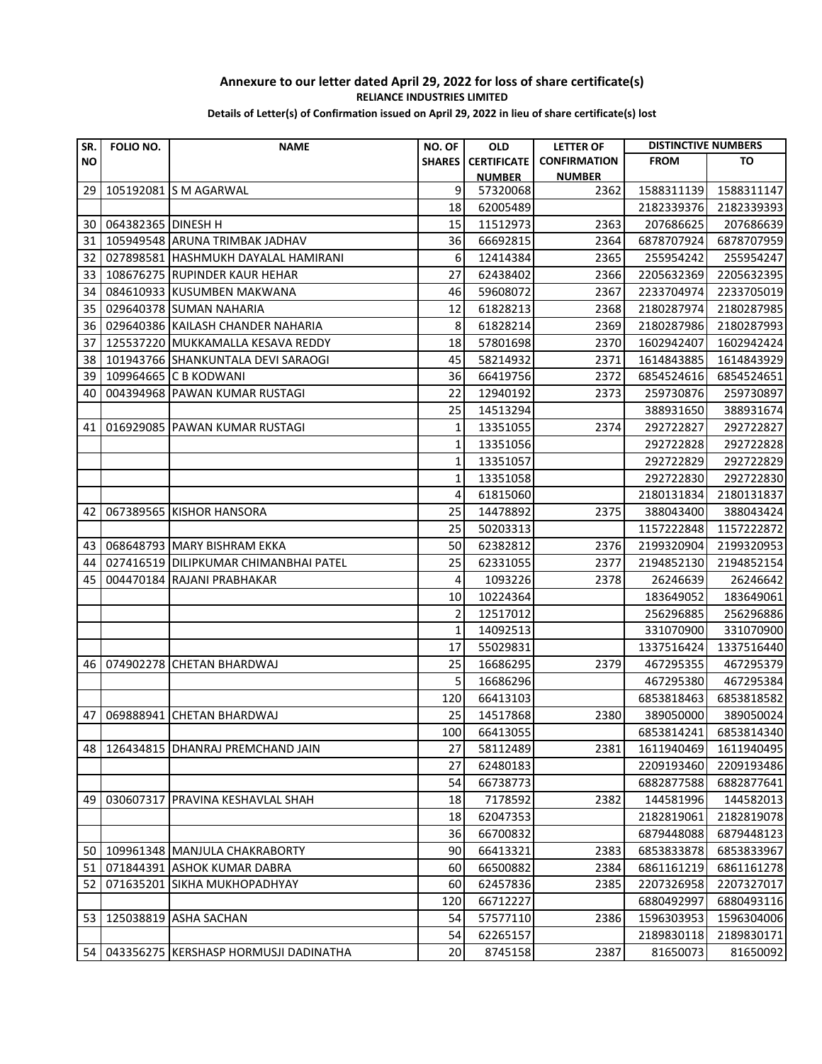**Annexure to our letter dated April 29, 2022 for loss of share certificate(s)**

**RELIANCE INDUSTRIES LIMITED**

**Details of Letter(s) of Confirmation issued on April 29, 2022 in lieu of share certificate(s) lost**

| SR. NO | FOLIO NO. | NAME | NO. OF SHARES | OLD CERTIFICATE NUMBER | LETTER OF CONFIRMATION NUMBER | DISTINCTIVE NUMBERS | |
|---|---|---|---|---|---|---|---|
| | | | | | | FROM | TO |
| 29 | 105192081 | S M AGARWAL | 9 | 57320068 | 2362 | 1588311139 | 1588311147 |
| | | | 18 | 62005489 | | 2182339376 | 2182339393 |
| 30 | 064382365 | DINESH H | 15 | 11512973 | 2363 | 207686625 | 207686639 |
| 31 | 105949548 | ARUNA TRIMBAK JADHAV | 36 | 66692815 | 2364 | 6878707924 | 6878707959 |
| 32 | 027898581 | HASHMUKH DAYALAL HAMIRANI | 6 | 12414384 | 2365 | 255954242 | 255954247 |
| 33 | 108676275 | RUPINDER KAUR HEHAR | 27 | 62438402 | 2366 | 2205632369 | 2205632395 |
| 34 | 084610933 | KUSUMBEN MAKWANA | 46 | 59608072 | 2367 | 2233704974 | 2233705019 |
| 35 | 029640378 | SUMAN NAHARIA | 12 | 61828213 | 2368 | 2180287974 | 2180287985 |
| 36 | 029640386 | KAILASH CHANDER NAHARIA | 8 | 61828214 | 2369 | 2180287986 | 2180287993 |
| 37 | 125537220 | MUKKAMALLA KESAVA REDDY | 18 | 57801698 | 2370 | 1602942407 | 1602942424 |
| 38 | 101943766 | SHANKUNTALA DEVI SARAOGI | 45 | 58214932 | 2371 | 1614843885 | 1614843929 |
| 39 | 109964665 | C B KODWANI | 36 | 66419756 | 2372 | 6854524616 | 6854524651 |
| 40 | 004394968 | PAWAN KUMAR RUSTAGI | 22 | 12940192 | 2373 | 259730876 | 259730897 |
| | | | 25 | 14513294 | | 388931650 | 388931674 |
| 41 | 016929085 | PAWAN KUMAR RUSTAGI | 1 | 13351055 | 2374 | 292722827 | 292722827 |
| | | | 1 | 13351056 | | 292722828 | 292722828 |
| | | | 1 | 13351057 | | 292722829 | 292722829 |
| | | | 1 | 13351058 | | 292722830 | 292722830 |
| | | | 4 | 61815060 | | 2180131834 | 2180131837 |
| 42 | 067389565 | KISHOR HANSORA | 25 | 14478892 | 2375 | 388043400 | 388043424 |
| | | | 25 | 50203313 | | 1157222848 | 1157222872 |
| 43 | 068648793 | MARY BISHRAM EKKA | 50 | 62382812 | 2376 | 2199320904 | 2199320953 |
| 44 | 027416519 | DILIPKUMAR CHIMANBHAI PATEL | 25 | 62331055 | 2377 | 2194852130 | 2194852154 |
| 45 | 004470184 | RAJANI PRABHAKAR | 4 | 1093226 | 2378 | 26246639 | 26246642 |
| | | | 10 | 10224364 | | 183649052 | 183649061 |
| | | | 2 | 12517012 | | 256296885 | 256296886 |
| | | | 1 | 14092513 | | 331070900 | 331070900 |
| | | | 17 | 55029831 | | 1337516424 | 1337516440 |
| 46 | 074902278 | CHETAN BHARDWAJ | 25 | 16686295 | 2379 | 467295355 | 467295379 |
| | | | 5 | 16686296 | | 467295380 | 467295384 |
| | | | 120 | 66413103 | | 6853818463 | 6853818582 |
| 47 | 069888941 | CHETAN BHARDWAJ | 25 | 14517868 | 2380 | 389050000 | 389050024 |
| | | | 100 | 66413055 | | 6853814241 | 6853814340 |
| 48 | 126434815 | DHANRAJ PREMCHAND JAIN | 27 | 58112489 | 2381 | 1611940469 | 1611940495 |
| | | | 27 | 62480183 | | 2209193460 | 2209193486 |
| | | | 54 | 66738773 | | 6882877588 | 6882877641 |
| 49 | 030607317 | PRAVINA KESHAVLAL SHAH | 18 | 7178592 | 2382 | 144581996 | 144582013 |
| | | | 18 | 62047353 | | 2182819061 | 2182819078 |
| | | | 36 | 66700832 | | 6879448088 | 6879448123 |
| 50 | 109961348 | MANJULA CHAKRABORTY | 90 | 66413321 | 2383 | 6853833878 | 6853833967 |
| 51 | 071844391 | ASHOK KUMAR DABRA | 60 | 66500882 | 2384 | 6861161219 | 6861161278 |
| 52 | 071635201 | SIKHA MUKHOPADHYAY | 60 | 62457836 | 2385 | 2207326958 | 2207327017 |
| | | | 120 | 66712227 | | 6880492997 | 6880493116 |
| 53 | 125038819 | ASHA SACHAN | 54 | 57577110 | 2386 | 1596303953 | 1596304006 |
| | | | 54 | 62265157 | | 2189830118 | 2189830171 |
| 54 | 043356275 | KERSHASP HORMUSJI DADINATHA | 20 | 8745158 | 2387 | 81650073 | 81650092 |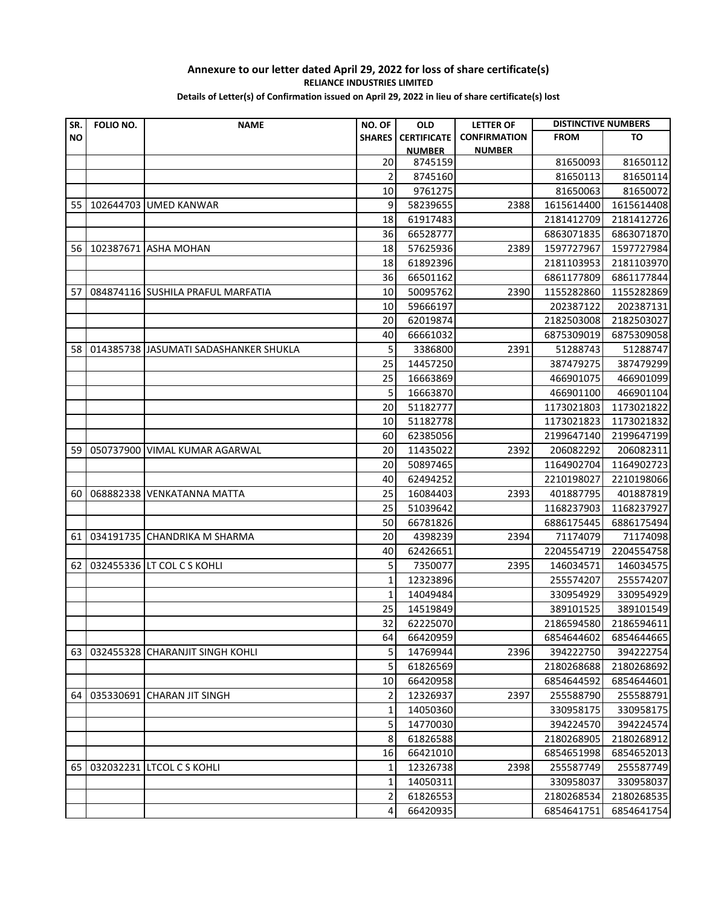**Annexure to our letter dated April 29, 2022 for loss of share certificate(s)**

**RELIANCE INDUSTRIES LIMITED**

**Details of Letter(s) of Confirmation issued on April 29, 2022 in lieu of share certificate(s) lost**

| SR. NO | FOLIO NO. | NAME | NO. OF SHARES | OLD CERTIFICATE NUMBER | LETTER OF CONFIRMATION NUMBER | DISTINCTIVE NUMBERS | |
|---|---|---|---|---|---|---|---|
| | | | | | | FROM | TO |
| | | | 20 | 8745159 | | 81650093 | 81650112 |
| | | | 2 | 8745160 | | 81650113 | 81650114 |
| | | | 10 | 9761275 | | 81650063 | 81650072 |
| 55 | 102644703 | UMED KANWAR | 9 | 58239655 | 2388 | 1615614400 | 1615614408 |
| | | | 18 | 61917483 | | 2181412709 | 2181412726 |
| | | | 36 | 66528777 | | 6863071835 | 6863071870 |
| 56 | 102387671 | ASHA MOHAN | 18 | 57625936 | 2389 | 1597727967 | 1597727984 |
| | | | 18 | 61892396 | | 2181103953 | 2181103970 |
| | | | 36 | 66501162 | | 6861177809 | 6861177844 |
| 57 | 084874116 | SUSHILA PRAFUL MARFATIA | 10 | 50095762 | 2390 | 1155282860 | 1155282869 |
| | | | 10 | 59666197 | | 202387122 | 202387131 |
| | | | 20 | 62019874 | | 2182503008 | 2182503027 |
| | | | 40 | 66661032 | | 6875309019 | 6875309058 |
| 58 | 014385738 | JASUMATI SADASHANKER SHUKLA | 5 | 3386800 | 2391 | 51288743 | 51288747 |
| | | | 25 | 14457250 | | 387479275 | 387479299 |
| | | | 25 | 16663869 | | 466901075 | 466901099 |
| | | | 5 | 16663870 | | 466901100 | 466901104 |
| | | | 20 | 51182777 | | 1173021803 | 1173021822 |
| | | | 10 | 51182778 | | 1173021823 | 1173021832 |
| | | | 60 | 62385056 | | 2199647140 | 2199647199 |
| 59 | 050737900 | VIMAL KUMAR AGARWAL | 20 | 11435022 | 2392 | 206082292 | 206082311 |
| | | | 20 | 50897465 | | 1164902704 | 1164902723 |
| | | | 40 | 62494252 | | 2210198027 | 2210198066 |
| 60 | 068882338 | VENKATANNA MATTA | 25 | 16084403 | 2393 | 401887795 | 401887819 |
| | | | 25 | 51039642 | | 1168237903 | 1168237927 |
| | | | 50 | 66781826 | | 6886175445 | 6886175494 |
| 61 | 034191735 | CHANDRIKA M SHARMA | 20 | 4398239 | 2394 | 71174079 | 71174098 |
| | | | 40 | 62426651 | | 2204554719 | 2204554758 |
| 62 | 032455336 | LT COL C S KOHLI | 5 | 7350077 | 2395 | 146034571 | 146034575 |
| | | | 1 | 12323896 | | 255574207 | 255574207 |
| | | | 1 | 14049484 | | 330954929 | 330954929 |
| | | | 25 | 14519849 | | 389101525 | 389101549 |
| | | | 32 | 62225070 | | 2186594580 | 2186594611 |
| | | | 64 | 66420959 | | 6854644602 | 6854644665 |
| 63 | 032455328 | CHARANJIT SINGH KOHLI | 5 | 14769944 | 2396 | 394222750 | 394222754 |
| | | | 5 | 61826569 | | 2180268688 | 2180268692 |
| | | | 10 | 66420958 | | 6854644592 | 6854644601 |
| 64 | 035330691 | CHARAN JIT SINGH | 2 | 12326937 | 2397 | 255588790 | 255588791 |
| | | | 1 | 14050360 | | 330958175 | 330958175 |
| | | | 5 | 14770030 | | 394224570 | 394224574 |
| | | | 8 | 61826588 | | 2180268905 | 2180268912 |
| | | | 16 | 66421010 | | 6854651998 | 6854652013 |
| 65 | 032032231 | LTCOL C S KOHLI | 1 | 12326738 | 2398 | 255587749 | 255587749 |
| | | | 1 | 14050311 | | 330958037 | 330958037 |
| | | | 2 | 61826553 | | 2180268534 | 2180268535 |
| | | | 4 | 66420935 | | 6854641751 | 6854641754 |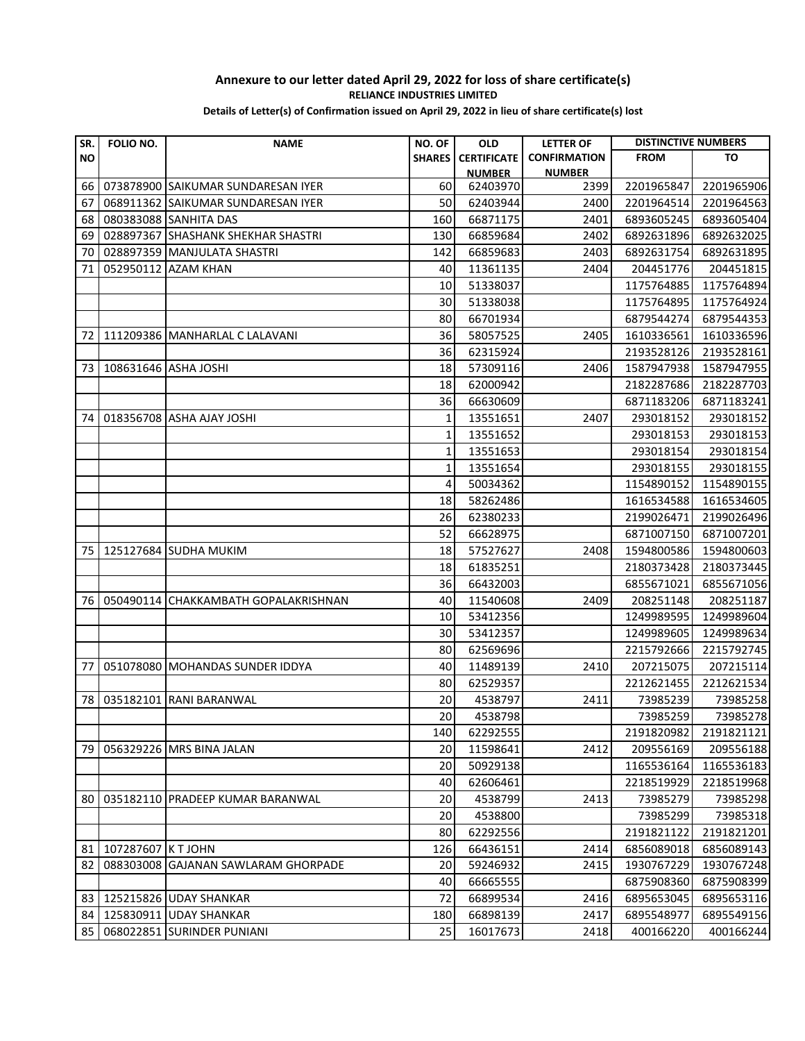**Annexure to our letter dated April 29, 2022 for loss of share certificate(s)**

**RELIANCE INDUSTRIES LIMITED**

**Details of Letter(s) of Confirmation issued on April 29, 2022 in lieu of share certificate(s) lost**

| SR. NO | FOLIO NO. | NAME | NO. OF SHARES | OLD CERTIFICATE NUMBER | LETTER OF CONFIRMATION NUMBER | DISTINCTIVE NUMBERS | |
|---|---|---|---|---|---|---|---|
| | | | | | | FROM | TO |
| 66 | 073878900 | SAIKUMAR SUNDARESAN IYER | 60 | 62403970 | 2399 | 2201965847 | 2201965906 |
| 67 | 068911362 | SAIKUMAR SUNDARESAN IYER | 50 | 62403944 | 2400 | 2201964514 | 2201964563 |
| 68 | 080383088 | SANHITA DAS | 160 | 66871175 | 2401 | 6893605245 | 6893605404 |
| 69 | 028897367 | SHASHANK SHEKHAR SHASTRI | 130 | 66859684 | 2402 | 6892631896 | 6892632025 |
| 70 | 028897359 | MANJULATA SHASTRI | 142 | 66859683 | 2403 | 6892631754 | 6892631895 |
| 71 | 052950112 | AZAM KHAN | 40 | 11361135 | 2404 | 204451776 | 204451815 |
| | | | 10 | 51338037 | | 1175764885 | 1175764894 |
| | | | 30 | 51338038 | | 1175764895 | 1175764924 |
| | | | 80 | 66701934 | | 6879544274 | 6879544353 |
| 72 | 111209386 | MANHARLAL C LALAVANI | 36 | 58057525 | 2405 | 1610336561 | 1610336596 |
| | | | 36 | 62315924 | | 2193528126 | 2193528161 |
| 73 | 108631646 | ASHA JOSHI | 18 | 57309116 | 2406 | 1587947938 | 1587947955 |
| | | | 18 | 62000942 | | 2182287686 | 2182287703 |
| | | | 36 | 66630609 | | 6871183206 | 6871183241 |
| 74 | 018356708 | ASHA AJAY JOSHI | 1 | 13551651 | 2407 | 293018152 | 293018152 |
| | | | 1 | 13551652 | | 293018153 | 293018153 |
| | | | 1 | 13551653 | | 293018154 | 293018154 |
| | | | 1 | 13551654 | | 293018155 | 293018155 |
| | | | 4 | 50034362 | | 1154890152 | 1154890155 |
| | | | 18 | 58262486 | | 1616534588 | 1616534605 |
| | | | 26 | 62380233 | | 2199026471 | 2199026496 |
| | | | 52 | 66628975 | | 6871007150 | 6871007201 |
| 75 | 125127684 | SUDHA MUKIM | 18 | 57527627 | 2408 | 1594800586 | 1594800603 |
| | | | 18 | 61835251 | | 2180373428 | 2180373445 |
| | | | 36 | 66432003 | | 6855671021 | 6855671056 |
| 76 | 050490114 | CHAKKAMBATH GOPALAKRISHNAN | 40 | 11540608 | 2409 | 208251148 | 208251187 |
| | | | 10 | 53412356 | | 1249989595 | 1249989604 |
| | | | 30 | 53412357 | | 1249989605 | 1249989634 |
| | | | 80 | 62569696 | | 2215792666 | 2215792745 |
| 77 | 051078080 | MOHANDAS SUNDER IDDYA | 40 | 11489139 | 2410 | 207215075 | 207215114 |
| | | | 80 | 62529357 | | 2212621455 | 2212621534 |
| 78 | 035182101 | RANI BARANWAL | 20 | 4538797 | 2411 | 73985239 | 73985258 |
| | | | 20 | 4538798 | | 73985259 | 73985278 |
| | | | 140 | 62292555 | | 2191820982 | 2191821121 |
| 79 | 056329226 | MRS BINA JALAN | 20 | 11598641 | 2412 | 209556169 | 209556188 |
| | | | 20 | 50929138 | | 1165536164 | 1165536183 |
| | | | 40 | 62606461 | | 2218519929 | 2218519968 |
| 80 | 035182110 | PRADEEP KUMAR BARANWAL | 20 | 4538799 | 2413 | 73985279 | 73985298 |
| | | | 20 | 4538800 | | 73985299 | 73985318 |
| | | | 80 | 62292556 | | 2191821122 | 2191821201 |
| 81 | 107287607 | K T JOHN | 126 | 66436151 | 2414 | 6856089018 | 6856089143 |
| 82 | 088303008 | GAJANAN SAWLARAM GHORPADE | 20 | 59246932 | 2415 | 1930767229 | 1930767248 |
| | | | 40 | 66665555 | | 6875908360 | 6875908399 |
| 83 | 125215826 | UDAY SHANKAR | 72 | 66899534 | 2416 | 6895653045 | 6895653116 |
| 84 | 125830911 | UDAY SHANKAR | 180 | 66898139 | 2417 | 6895548977 | 6895549156 |
| 85 | 068022851 | SURINDER PUNIANI | 25 | 16017673 | 2418 | 400166220 | 400166244 |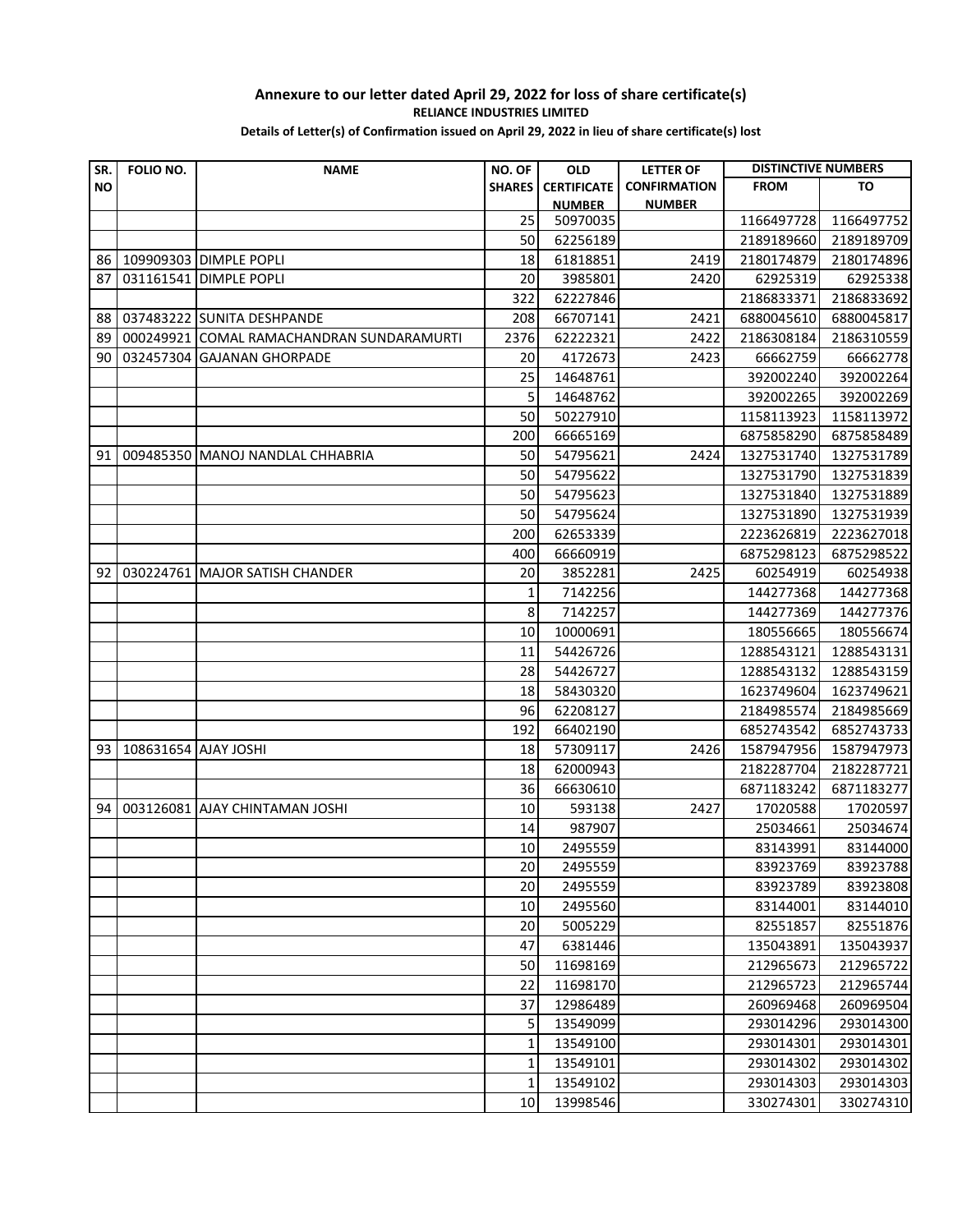**Annexure to our letter dated April 29, 2022 for loss of share certificate(s)**

**RELIANCE INDUSTRIES LIMITED**

**Details of Letter(s) of Confirmation issued on April 29, 2022 in lieu of share certificate(s) lost**

| SR. NO | FOLIO NO. | NAME | NO. OF SHARES | OLD CERTIFICATE NUMBER | LETTER OF CONFIRMATION NUMBER | DISTINCTIVE NUMBERS | |
|---|---|---|---|---|---|---|---|
| | | | | | | FROM | TO |
| | | | 25 | 50970035 | | 1166497728 | 1166497752 |
| | | | 50 | 62256189 | | 2189189660 | 2189189709 |
| 86 | 109909303 | DIMPLE POPLI | 18 | 61818851 | 2419 | 2180174879 | 2180174896 |
| 87 | 031161541 | DIMPLE POPLI | 20 | 3985801 | 2420 | 62925319 | 62925338 |
| | | | 322 | 62227846 | | 2186833371 | 2186833692 |
| 88 | 037483222 | SUNITA DESHPANDE | 208 | 66707141 | 2421 | 6880045610 | 6880045817 |
| 89 | 000249921 | COMAL RAMACHANDRAN SUNDARAMURTI | 2376 | 62222321 | 2422 | 2186308184 | 2186310559 |
| 90 | 032457304 | GAJANAN GHORPADE | 20 | 4172673 | 2423 | 66662759 | 66662778 |
| | | | 25 | 14648761 | | 392002240 | 392002264 |
| | | | 5 | 14648762 | | 392002265 | 392002269 |
| | | | 50 | 50227910 | | 1158113923 | 1158113972 |
| | | | 200 | 66665169 | | 6875858290 | 6875858489 |
| 91 | 009485350 | MANOJ NANDLAL CHHABRIA | 50 | 54795621 | 2424 | 1327531740 | 1327531789 |
| | | | 50 | 54795622 | | 1327531790 | 1327531839 |
| | | | 50 | 54795623 | | 1327531840 | 1327531889 |
| | | | 50 | 54795624 | | 1327531890 | 1327531939 |
| | | | 200 | 62653339 | | 2223626819 | 2223627018 |
| | | | 400 | 66660919 | | 6875298123 | 6875298522 |
| 92 | 030224761 | MAJOR SATISH CHANDER | 20 | 3852281 | 2425 | 60254919 | 60254938 |
| | | | 1 | 7142256 | | 144277368 | 144277368 |
| | | | 8 | 7142257 | | 144277369 | 144277376 |
| | | | 10 | 10000691 | | 180556665 | 180556674 |
| | | | 11 | 54426726 | | 1288543121 | 1288543131 |
| | | | 28 | 54426727 | | 1288543132 | 1288543159 |
| | | | 18 | 58430320 | | 1623749604 | 1623749621 |
| | | | 96 | 62208127 | | 2184985574 | 2184985669 |
| | | | 192 | 66402190 | | 6852743542 | 6852743733 |
| 93 | 108631654 | AJAY JOSHI | 18 | 57309117 | 2426 | 1587947956 | 1587947973 |
| | | | 18 | 62000943 | | 2182287704 | 2182287721 |
| | | | 36 | 66630610 | | 6871183242 | 6871183277 |
| 94 | 003126081 | AJAY CHINTAMAN JOSHI | 10 | 593138 | 2427 | 17020588 | 17020597 |
| | | | 14 | 987907 | | 25034661 | 25034674 |
| | | | 10 | 2495559 | | 83143991 | 83144000 |
| | | | 20 | 2495559 | | 83923769 | 83923788 |
| | | | 20 | 2495559 | | 83923789 | 83923808 |
| | | | 10 | 2495560 | | 83144001 | 83144010 |
| | | | 20 | 5005229 | | 82551857 | 82551876 |
| | | | 47 | 6381446 | | 135043891 | 135043937 |
| | | | 50 | 11698169 | | 212965673 | 212965722 |
| | | | 22 | 11698170 | | 212965723 | 212965744 |
| | | | 37 | 12986489 | | 260969468 | 260969504 |
| | | | 5 | 13549099 | | 293014296 | 293014300 |
| | | | 1 | 13549100 | | 293014301 | 293014301 |
| | | | 1 | 13549101 | | 293014302 | 293014302 |
| | | | 1 | 13549102 | | 293014303 | 293014303 |
| | | | 10 | 13998546 | | 330274301 | 330274310 |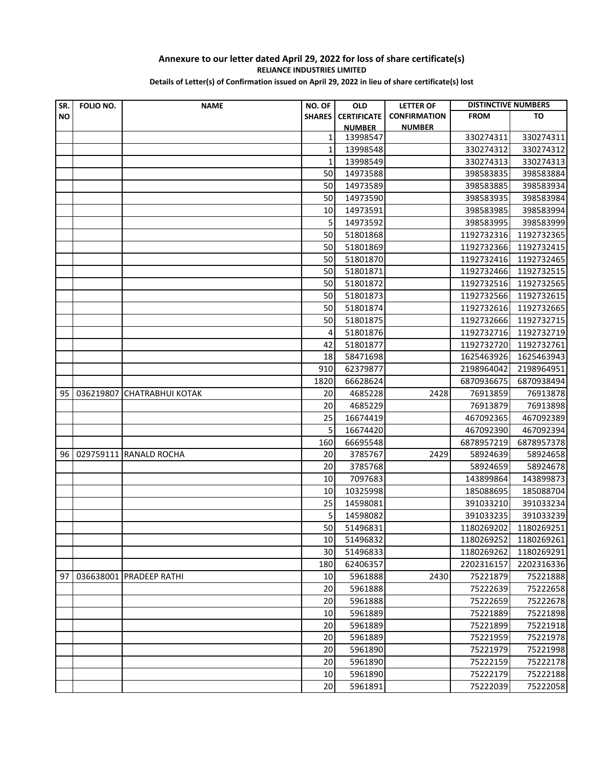**Annexure to our letter dated April 29, 2022 for loss of share certificate(s)**

**RELIANCE INDUSTRIES LIMITED**

**Details of Letter(s) of Confirmation issued on April 29, 2022 in lieu of share certificate(s) lost**

| SR. NO | FOLIO NO. | NAME | NO. OF SHARES | OLD CERTIFICATE NUMBER | LETTER OF CONFIRMATION NUMBER | DISTINCTIVE NUMBERS | |
|---|---|---|---|---|---|---|---|
| | | | | | | FROM | TO |
| | | | 1 | 13998547 | | 330274311 | 330274311 |
| | | | 1 | 13998548 | | 330274312 | 330274312 |
| | | | 1 | 13998549 | | 330274313 | 330274313 |
| | | | 50 | 14973588 | | 398583835 | 398583884 |
| | | | 50 | 14973589 | | 398583885 | 398583934 |
| | | | 50 | 14973590 | | 398583935 | 398583984 |
| | | | 10 | 14973591 | | 398583985 | 398583994 |
| | | | 5 | 14973592 | | 398583995 | 398583999 |
| | | | 50 | 51801868 | | 1192732316 | 1192732365 |
| | | | 50 | 51801869 | | 1192732366 | 1192732415 |
| | | | 50 | 51801870 | | 1192732416 | 1192732465 |
| | | | 50 | 51801871 | | 1192732466 | 1192732515 |
| | | | 50 | 51801872 | | 1192732516 | 1192732565 |
| | | | 50 | 51801873 | | 1192732566 | 1192732615 |
| | | | 50 | 51801874 | | 1192732616 | 1192732665 |
| | | | 50 | 51801875 | | 1192732666 | 1192732715 |
| | | | 4 | 51801876 | | 1192732716 | 1192732719 |
| | | | 42 | 51801877 | | 1192732720 | 1192732761 |
| | | | 18 | 58471698 | | 1625463926 | 1625463943 |
| | | | 910 | 62379877 | | 2198964042 | 2198964951 |
| | | | 1820 | 66628624 | | 6870936675 | 6870938494 |
| 95 | 036219807 | CHATRABHUI KOTAK | 20 | 4685228 | 2428 | 76913859 | 76913878 |
| | | | 20 | 4685229 | | 76913879 | 76913898 |
| | | | 25 | 16674419 | | 467092365 | 467092389 |
| | | | 5 | 16674420 | | 467092390 | 467092394 |
| | | | 160 | 66695548 | | 6878957219 | 6878957378 |
| 96 | 029759111 | RANALD ROCHA | 20 | 3785767 | 2429 | 58924639 | 58924658 |
| | | | 20 | 3785768 | | 58924659 | 58924678 |
| | | | 10 | 7097683 | | 143899864 | 143899873 |
| | | | 10 | 10325998 | | 185088695 | 185088704 |
| | | | 25 | 14598081 | | 391033210 | 391033234 |
| | | | 5 | 14598082 | | 391033235 | 391033239 |
| | | | 50 | 51496831 | | 1180269202 | 1180269251 |
| | | | 10 | 51496832 | | 1180269252 | 1180269261 |
| | | | 30 | 51496833 | | 1180269262 | 1180269291 |
| | | | 180 | 62406357 | | 2202316157 | 2202316336 |
| 97 | 036638001 | PRADEEP RATHI | 10 | 5961888 | 2430 | 75221879 | 75221888 |
| | | | 20 | 5961888 | | 75222639 | 75222658 |
| | | | 20 | 5961888 | | 75222659 | 75222678 |
| | | | 10 | 5961889 | | 75221889 | 75221898 |
| | | | 20 | 5961889 | | 75221899 | 75221918 |
| | | | 20 | 5961889 | | 75221959 | 75221978 |
| | | | 20 | 5961890 | | 75221979 | 75221998 |
| | | | 20 | 5961890 | | 75222159 | 75222178 |
| | | | 10 | 5961890 | | 75222179 | 75222188 |
| | | | 20 | 5961891 | | 75222039 | 75222058 |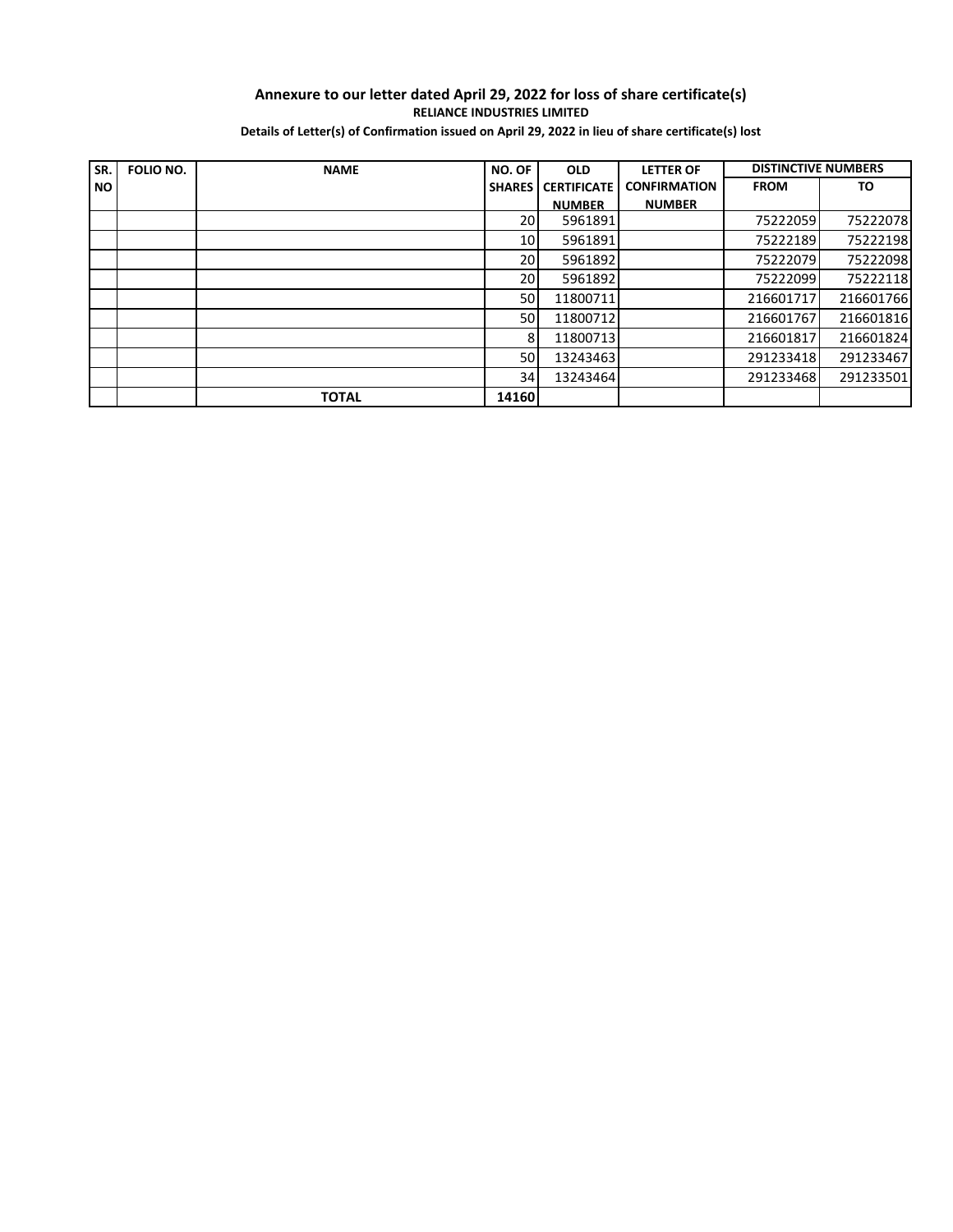**Annexure to our letter dated April 29, 2022 for loss of share certificate(s)**

**RELIANCE INDUSTRIES LIMITED**

**Details of Letter(s) of Confirmation issued on April 29, 2022 in lieu of share certificate(s) lost**

| SR. NO | FOLIO NO. | NAME | NO. OF SHARES | OLD CERTIFICATE NUMBER | LETTER OF CONFIRMATION NUMBER | DISTINCTIVE NUMBERS | |
|---|---|---|---|---|---|---|---|
| | | | | | | FROM | TO |
| | | | 20 | 5961891 | | 75222059 | 75222078 |
| | | | 10 | 5961891 | | 75222189 | 75222198 |
| | | | 20 | 5961892 | | 75222079 | 75222098 |
| | | | 20 | 5961892 | | 75222099 | 75222118 |
| | | | 50 | 11800711 | | 216601717 | 216601766 |
| | | | 50 | 11800712 | | 216601767 | 216601816 |
| | | | 8 | 11800713 | | 216601817 | 216601824 |
| | | | 50 | 13243463 | | 291233418 | 291233467 |
| | | | 34 | 13243464 | | 291233468 | 291233501 |
| | | **TOTAL** | **14160** | | | | |